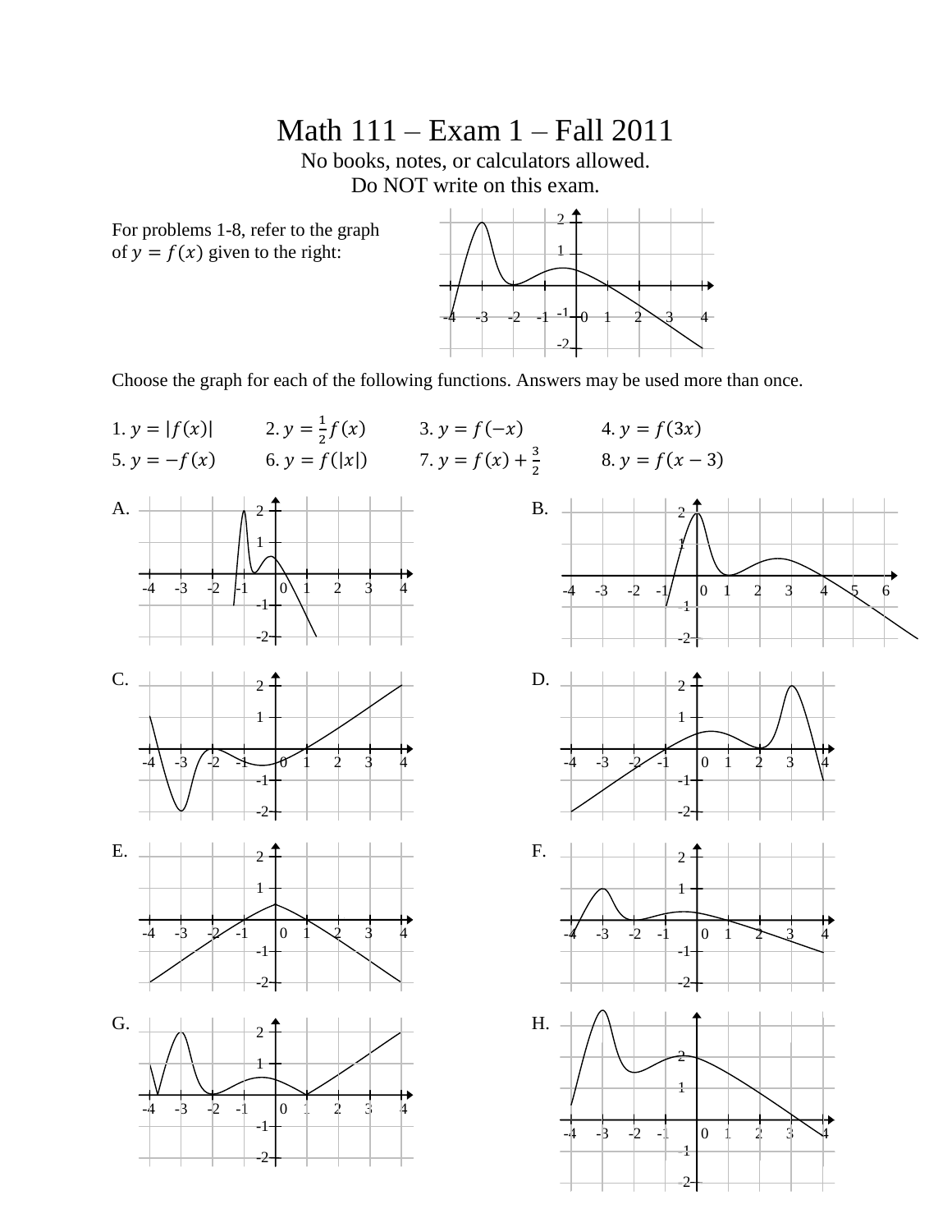# Math 111 – Exam 1 – Fall 2011

No books, notes, or calculators allowed.
Do NOT write on this exam.

For problems 1-8, refer to the graph of $y = f(x)$ given to the right:

Choose the graph for each of the following functions. Answers may be used more than once.

1. $y = |f(x)|$
2. $y = \frac{1}{2}f(x)$
3. $y = f(-x)$
4. $y = f(3x)$
5. $y = -f(x)$
6. $y = f(|x|)$
7. $y = f(x) + \frac{3}{2}$
8. $y = f(x - 3)$

A.

B.

C.

D.

E.

F.

G.

H.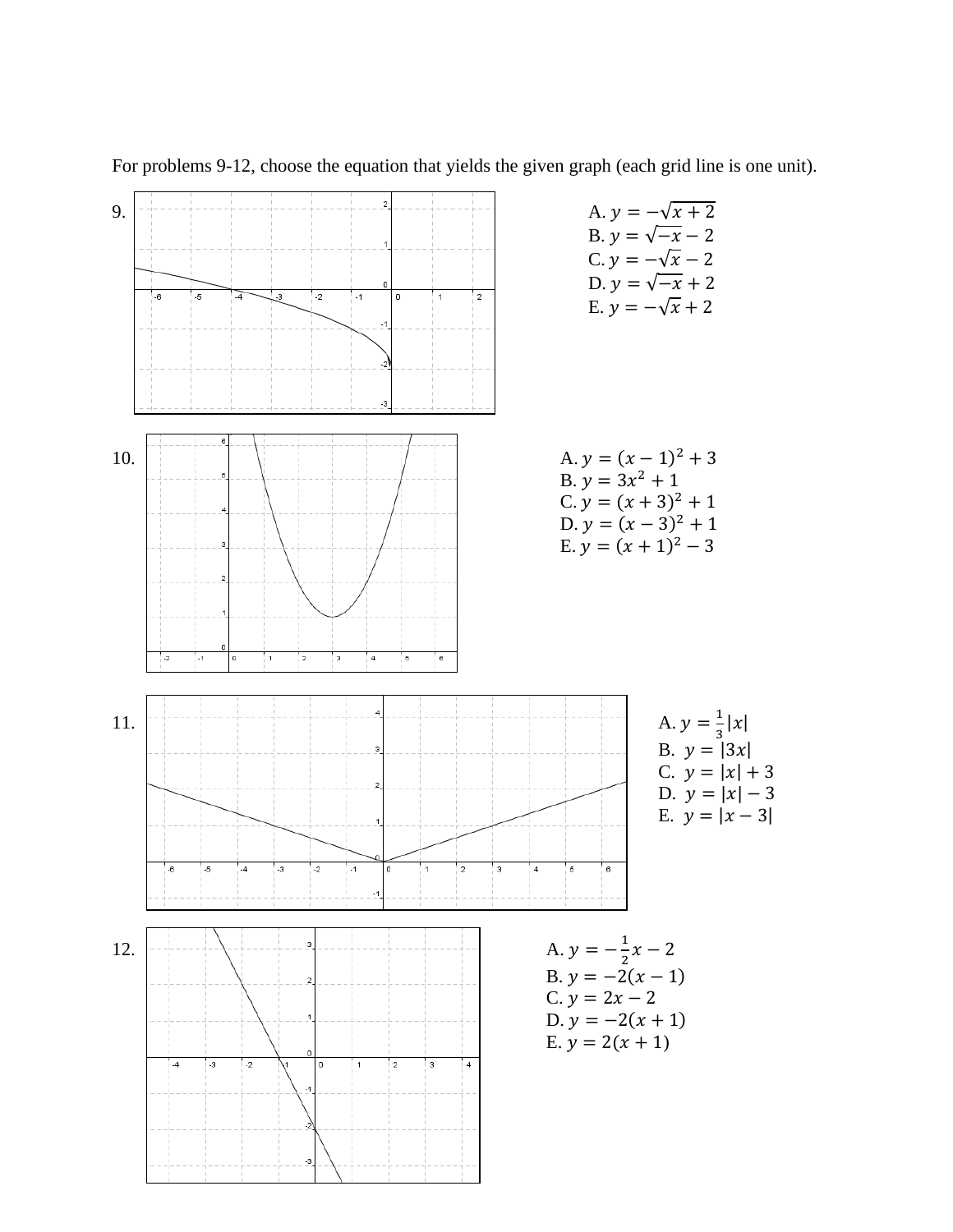For problems 9-12, choose the equation that yields the given graph (each grid line is one unit).

9.

A. $y = -\sqrt{x+2}$
B. $y = \sqrt{-x} - 2$
C. $y = -\sqrt{x} - 2$
D. $y = \sqrt{-x} + 2$
E. $y = -\sqrt{x} + 2$

10.

A. $y = (x-1)^2 + 3$
B. $y = 3x^2 + 1$
C. $y = (x+3)^2 + 1$
D. $y = (x-3)^2 + 1$
E. $y = (x+1)^2 - 3$

11.

A. $y = \frac{1}{3}|x|$
B. $y = |3x|$
C. $y = |x| + 3$
D. $y = |x| - 3$
E. $y = |x - 3|$

12.

A. $y = -\frac{1}{2}x - 2$
B. $y = -2(x-1)$
C. $y = 2x - 2$
D. $y = -2(x+1)$
E. $y = 2(x+1)$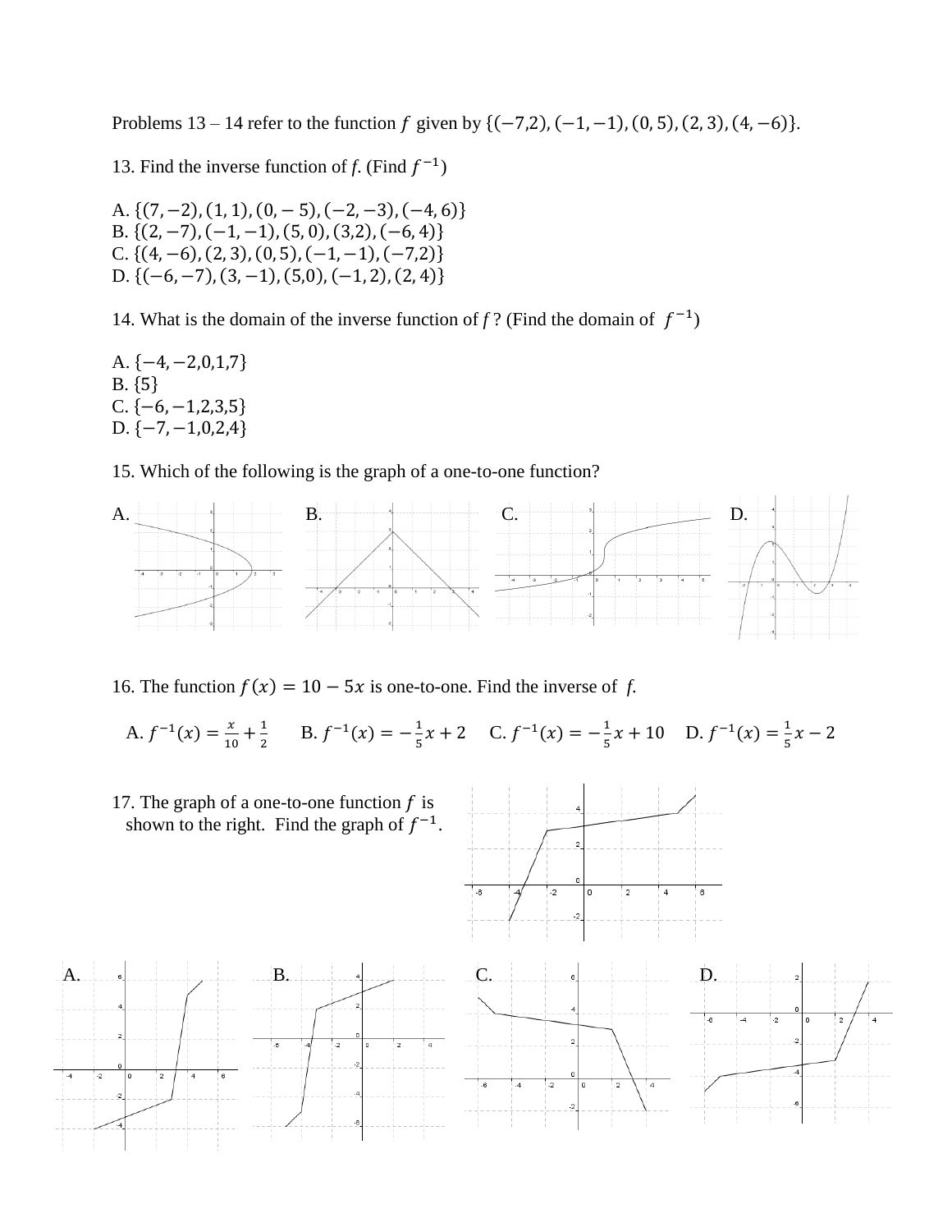Problems 13 – 14 refer to the function $f$ given by $\{(-7,2), (-1,-1), (0,5), (2,3), (4,-6)\}$.

13. Find the inverse function of $f$. (Find $f^{-1}$)

A. $\{(7,-2), (1,1), (0,-5), (-2,-3), (-4,6)\}$
B. $\{(2,-7), (-1,-1), (5,0), (3,2), (-6,4)\}$
C. $\{(4,-6), (2,3), (0,5), (-1,-1), (-7,2)\}$
D. $\{(-6,-7), (3,-1), (5,0), (-1,2), (2,4)\}$

14. What is the domain of the inverse function of $f$? (Find the domain of $f^{-1}$)

A. $\{-4,-2,0,1,7\}$
B. $\{5\}$
C. $\{-6,-1,2,3,5\}$
D. $\{-7,-1,0,2,4\}$

15. Which of the following is the graph of a one-to-one function?

A. B. C. D.

16. The function $f(x) = 10 - 5x$ is one-to-one. Find the inverse of $f$.

A. $f^{-1}(x) = \frac{x}{10} + \frac{1}{2}$ B. $f^{-1}(x) = -\frac{1}{5}x + 2$ C. $f^{-1}(x) = -\frac{1}{5}x + 10$ D. $f^{-1}(x) = \frac{1}{5}x - 2$

17. The graph of a one-to-one function $f$ is shown to the right. Find the graph of $f^{-1}$.

A. B. C. D.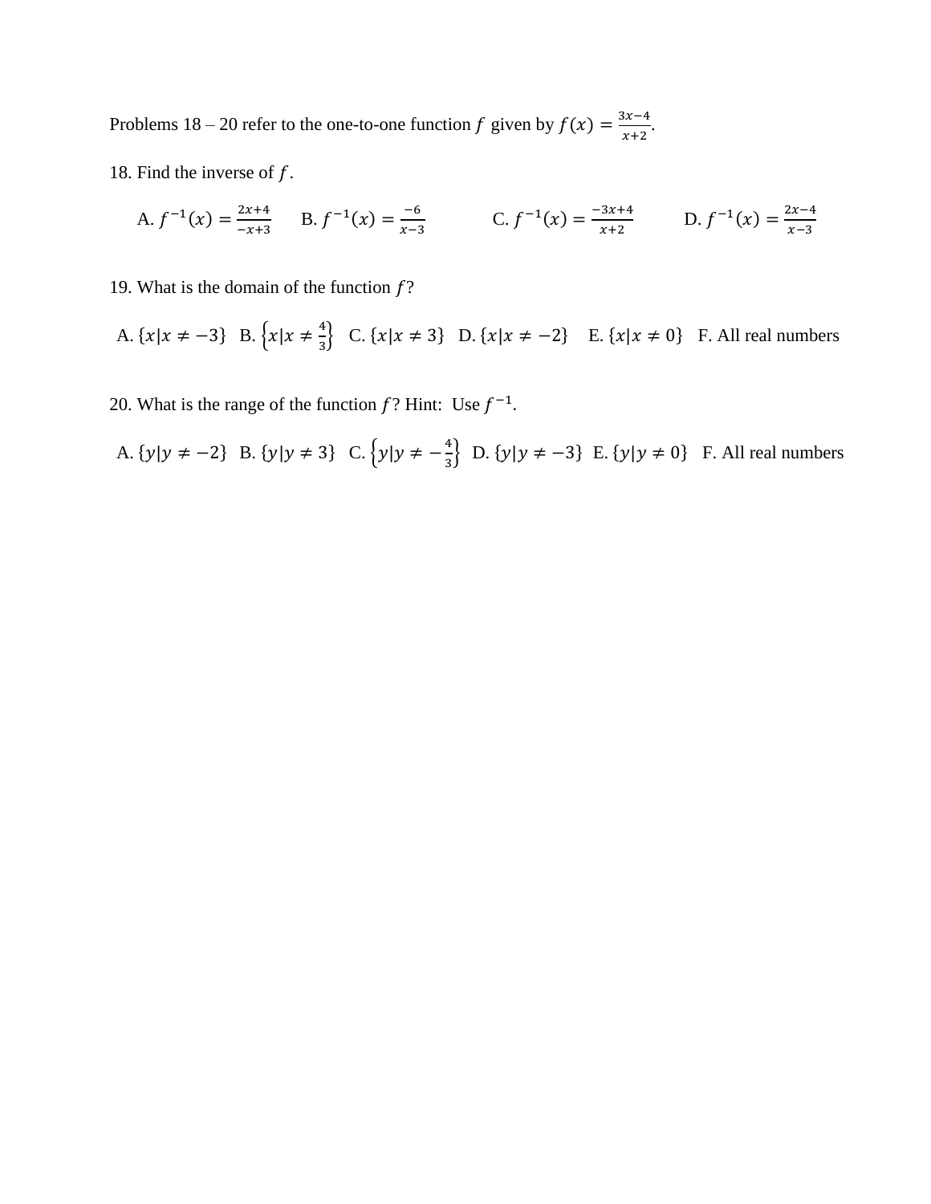Problems 18 – 20 refer to the one-to-one function $f$ given by $f(x) = \frac{3x-4}{x+2}$.

18. Find the inverse of $f$.

A. $f^{-1}(x) = \frac{2x+4}{-x+3}$  B. $f^{-1}(x) = \frac{-6}{x-3}$  C. $f^{-1}(x) = \frac{-3x+4}{x+2}$  D. $f^{-1}(x) = \frac{2x-4}{x-3}$

19. What is the domain of the function $f$?

A. $\{x|x \neq -3\}$  B. $\left\{x|x \neq \frac{4}{3}\right\}$  C. $\{x|x \neq 3\}$  D. $\{x|x \neq -2\}$  E. $\{x|x \neq 0\}$  F. All real numbers

20. What is the range of the function $f$? Hint: Use $f^{-1}$.

A. $\{y|y \neq -2\}$  B. $\{y|y \neq 3\}$  C. $\left\{y|y \neq -\frac{4}{3}\right\}$  D. $\{y|y \neq -3\}$  E. $\{y|y \neq 0\}$  F. All real numbers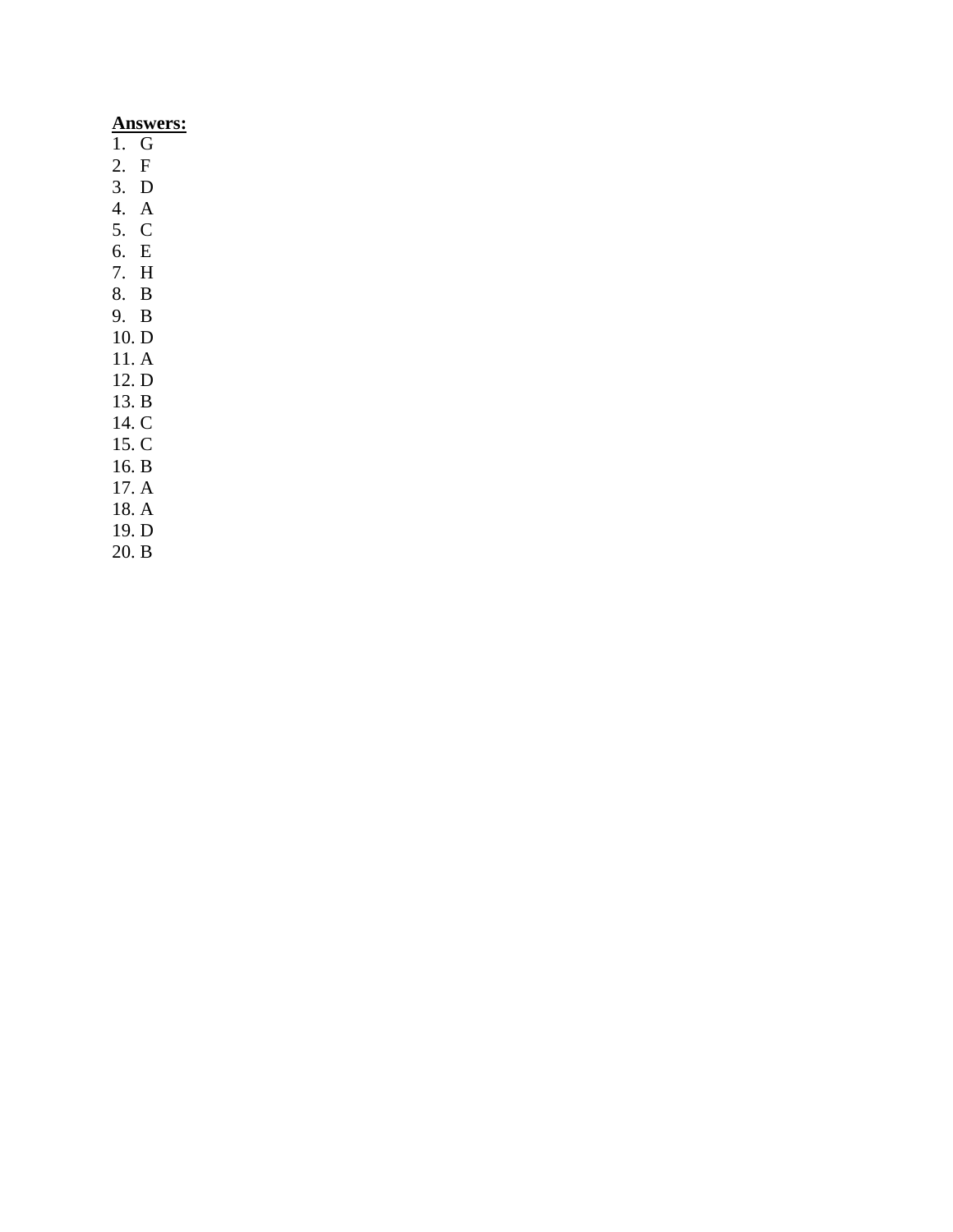**Answers:**

1. G
2. F
3. D
4. A
5. C
6. E
7. H
8. B
9. B
10. D
11. A
12. D
13. B
14. C
15. C
16. B
17. A
18. A
19. D
20. B